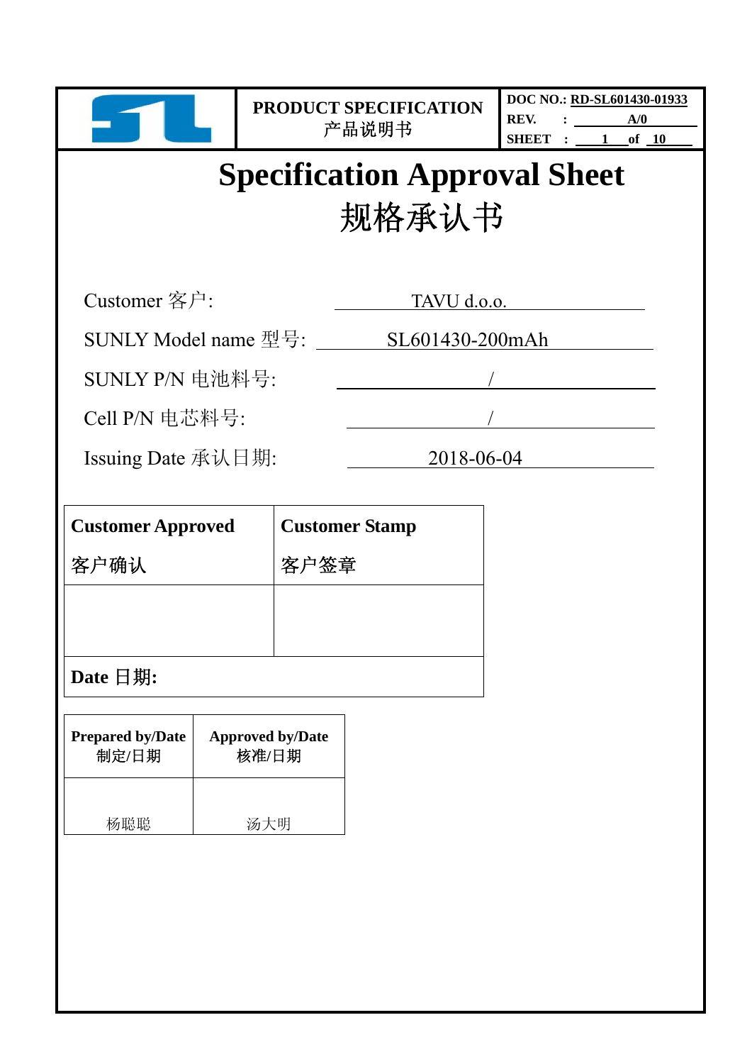| | PRODUCT SPECIFICATION 产品说明书 | DOC NO.: RD-SL601430-01933 REV. : A/0 SHEET : 1 of 10 |
|---|---|---|

# Specification Approval Sheet
# 规格承认书

Customer 客户: TAVU d.o.o.

SUNLY Model name 型号: SL601430-200mAh

SUNLY P/N 电池料号: /

Cell P/N 电芯料号: /

Issuing Date 承认日期: 2018-06-04

| **Customer Approved** 客户确认 | **Customer Stamp** 客户签章 |
|---|---|
| | |
| **Date 日期:** | |

| **Prepared by/Date** 制定/日期 | **Approved by/Date** 核准/日期 |
|---|---|
| 杨聪聪 | 汤大明 |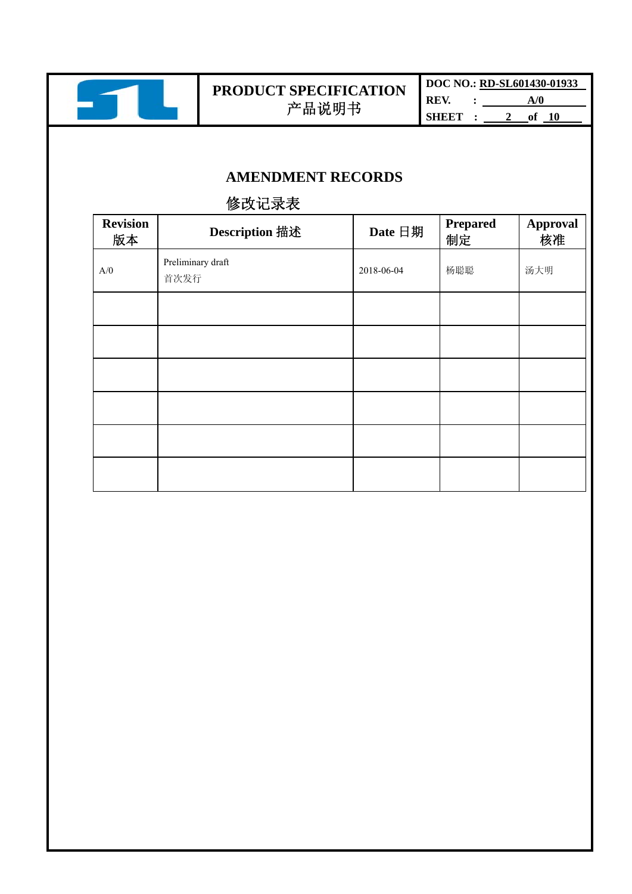## AMENDMENT RECORDS

## 修改记录表

| Revision 版本 | Description 描述 | Date 日期 | Prepared 制定 | Approval 核准 |
|---|---|---|---|---|
| A/0 | Preliminary draft<br>首次发行 | 2018-06-04 | 杨聪聪 | 汤大明 |
| | | | | |
| | | | | |
| | | | | |
| | | | | |
| | | | | |
| | | | | |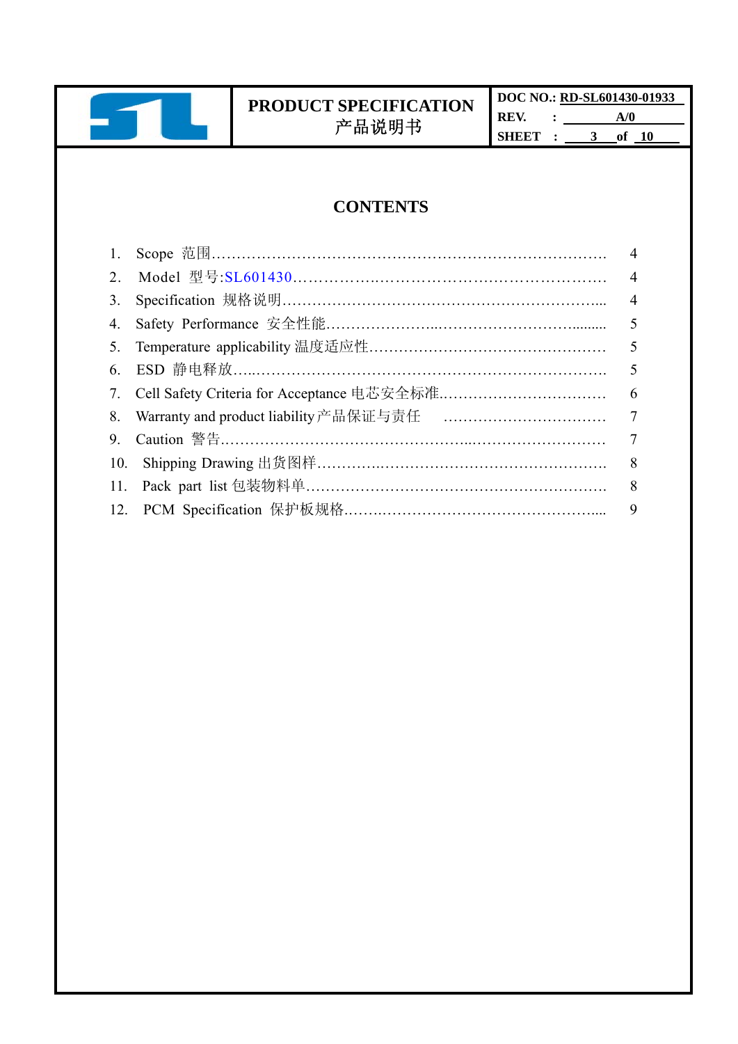# CONTENTS

| No. | Section | Page |
|---|---|---|
| 1. | Scope 范围 | 4 |
| 2. | Model 型号:SL601430 | 4 |
| 3. | Specification 规格说明 | 4 |
| 4. | Safety Performance 安全性能 | 5 |
| 5. | Temperature applicability 温度适应性 | 5 |
| 6. | ESD 静电释放 | 5 |
| 7. | Cell Safety Criteria for Acceptance 电芯安全标准 | 6 |
| 8. | Warranty and product liability 产品保证与责任 | 7 |
| 9. | Caution 警告 | 7 |
| 10. | Shipping Drawing 出货图样 | 8 |
| 11. | Pack part list 包装物料单 | 8 |
| 12. | PCM Specification 保护板规格 | 9 |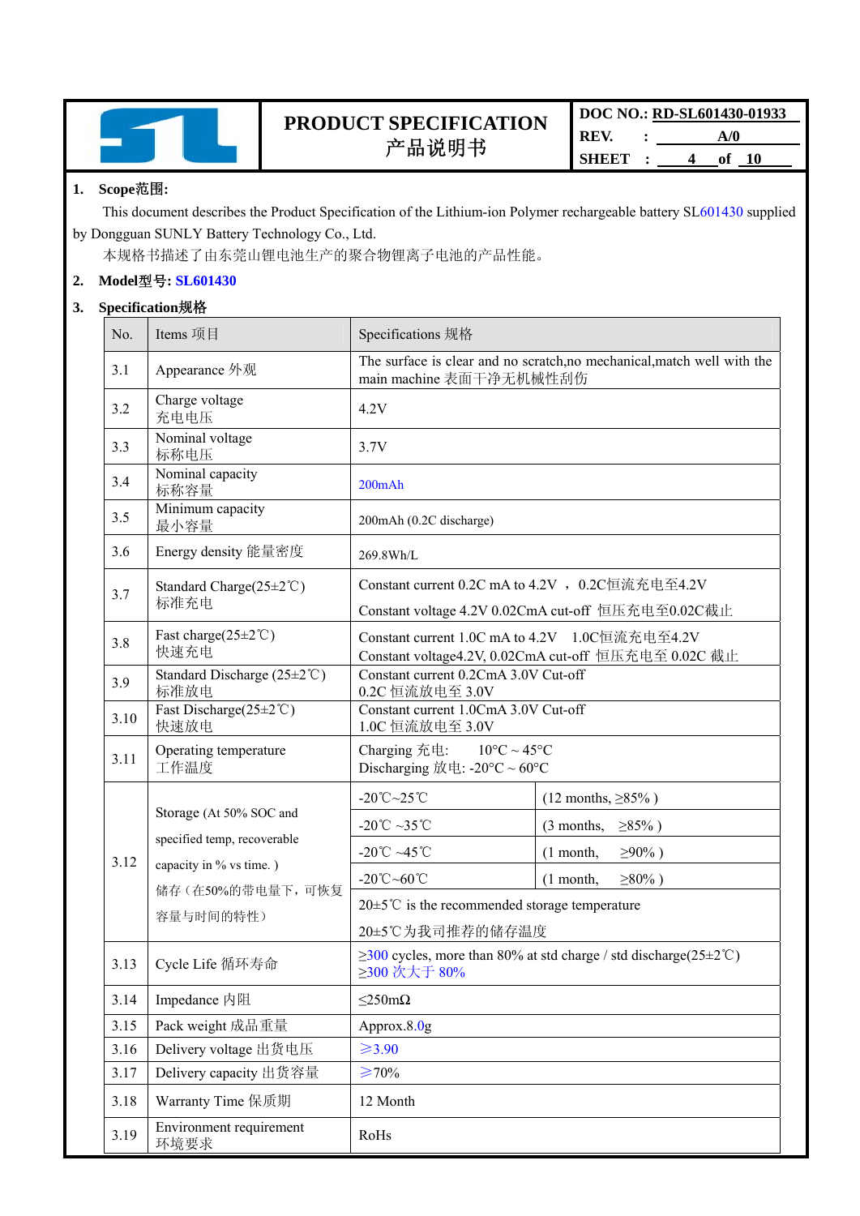## 1. Scope范围:

This document describes the Product Specification of the Lithium-ion Polymer rechargeable battery SL601430 supplied by Dongguan SUNLY Battery Technology Co., Ltd.

本规格书描述了由东莞山锂电池生产的聚合物锂离子电池的产品性能。

## 2. Model型号: SL601430

## 3. Specification规格

| No. | Items 项目 | Specifications 规格 | |
|---|---|---|---|
| 3.1 | Appearance 外观 | The surface is clear and no scratch,no mechanical,match well with the main machine 表面干净无机械性刮伤 | |
| 3.2 | Charge voltage<br>充电电压 | 4.2V | |
| 3.3 | Nominal voltage<br>标称电压 | 3.7V | |
| 3.4 | Nominal capacity<br>标称容量 | 200mAh | |
| 3.5 | Minimum capacity<br>最小容量 | 200mAh (0.2C discharge) | |
| 3.6 | Energy density 能量密度 | 269.8Wh/L | |
| 3.7 | Standard Charge(25±2℃)<br>标准充电 | Constant current 0.2C mA to 4.2V ， 0.2C恒流充电至4.2V<br>Constant voltage 4.2V 0.02CmA cut-off 恒压充电至0.02C截止 | |
| 3.8 | Fast charge(25±2℃)<br>快速充电 | Constant current 1.0C mA to 4.2V 1.0C恒流充电至4.2V<br>Constant voltage4.2V, 0.02CmA cut-off 恒压充电至 0.02C 截止 | |
| 3.9 | Standard Discharge (25±2℃)<br>标准放电 | Constant current 0.2CmA 3.0V Cut-off<br>0.2C 恒流放电至 3.0V | |
| 3.10 | Fast Discharge(25±2℃)<br>快速放电 | Constant current 1.0CmA 3.0V Cut-off<br>1.0C 恒流放电至 3.0V | |
| 3.11 | Operating temperature<br>工作温度 | Charging 充电: 10°C ~ 45°C<br>Discharging 放电: -20°C ~ 60°C | |
| 3.12 | Storage (At 50% SOC and specified temp, recoverable capacity in % vs time. )<br>储存（在50%的带电量下，可恢复容量与时间的特性） | -20℃~25℃ | (12 months, ≥85% ) |
| | | -20℃ ~35℃ | (3 months, ≥85% ) |
| | | -20℃ ~45℃ | (1 month, ≥90% ) |
| | | -20℃~60℃ | (1 month, ≥80% ) |
| | | 20±5℃ is the recommended storage temperature<br>20±5℃为我司推荐的储存温度 | |
| 3.13 | Cycle Life 循环寿命 | ≥300 cycles, more than 80% at std charge / std discharge(25±2℃)<br>≥300 次大于 80% | |
| 3.14 | Impedance 内阻 | ≤250mΩ | |
| 3.15 | Pack weight 成品重量 | Approx.8.0g | |
| 3.16 | Delivery voltage 出货电压 | ≥3.90 | |
| 3.17 | Delivery capacity 出货容量 | ≥70% | |
| 3.18 | Warranty Time 保质期 | 12 Month | |
| 3.19 | Environment requirement<br>环境要求 | RoHs | |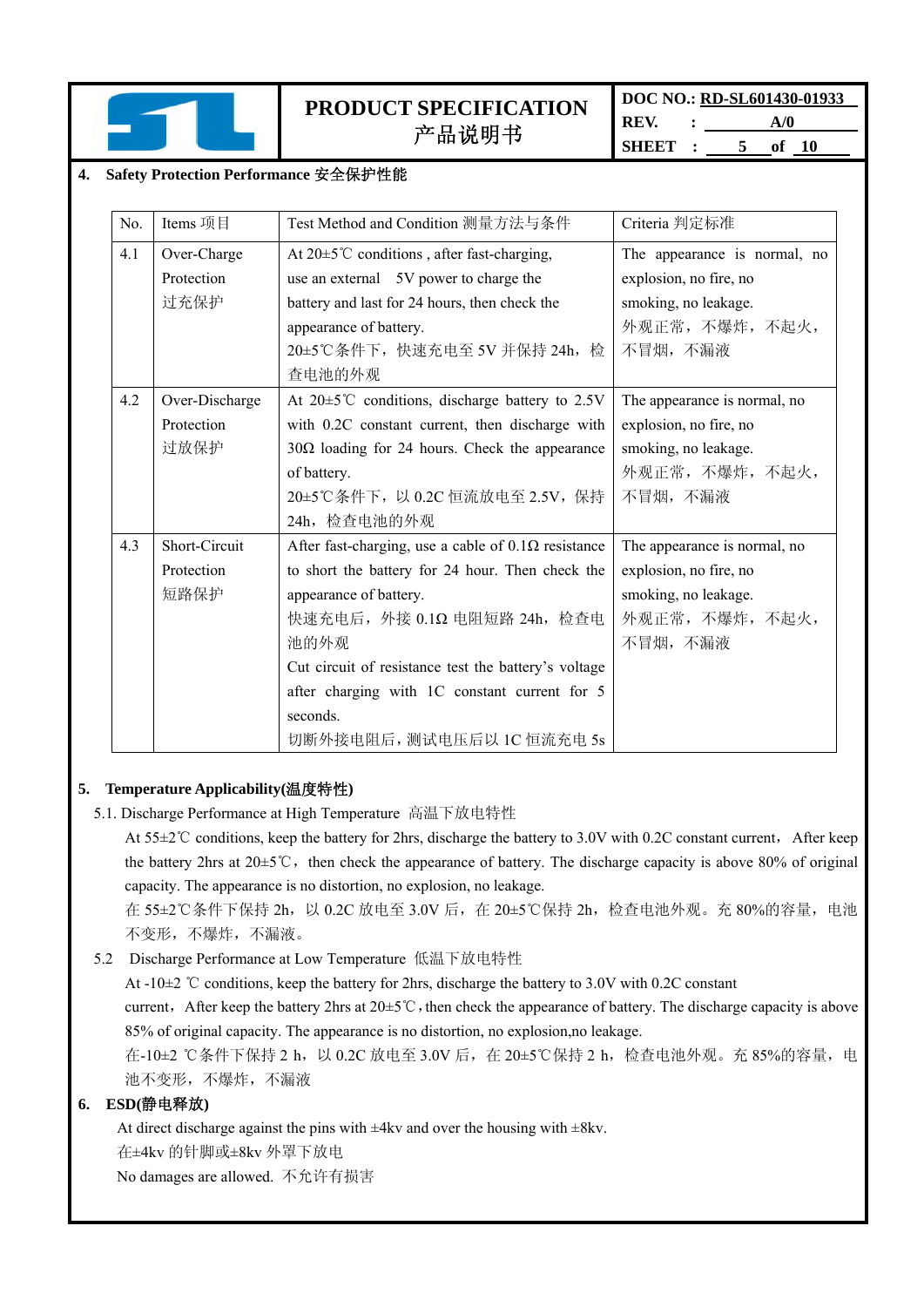## 4. Safety Protection Performance 安全保护性能

| No. | Items 项目 | Test Method and Condition 测量方法与条件 | Criteria 判定标准 |
|---|---|---|---|
| 4.1 | Over-Charge Protection 过充保护 | At 20±5℃ conditions , after fast-charging, use an external 5V power to charge the battery and last for 24 hours, then check the appearance of battery.<br>20±5℃条件下，快速充电至 5V 并保持 24h，检查电池的外观 | The appearance is normal, no explosion, no fire, no smoking, no leakage.<br>外观正常，不爆炸，不起火，不冒烟，不漏液 |
| 4.2 | Over-Discharge Protection 过放保护 | At 20±5℃ conditions, discharge battery to 2.5V with 0.2C constant current, then discharge with 30Ω loading for 24 hours. Check the appearance of battery.<br>20±5℃条件下，以 0.2C 恒流放电至 2.5V，保持 24h，检查电池的外观 | The appearance is normal, no explosion, no fire, no smoking, no leakage.<br>外观正常，不爆炸，不起火，不冒烟，不漏液 |
| 4.3 | Short-Circuit Protection 短路保护 | After fast-charging, use a cable of 0.1Ω resistance to short the battery for 24 hour. Then check the appearance of battery.<br>快速充电后，外接 0.1Ω 电阻短路 24h，检查电池的外观<br>Cut circuit of resistance test the battery's voltage after charging with 1C constant current for 5 seconds.<br>切断外接电阻后，测试电压后以 1C 恒流充电 5s | The appearance is normal, no explosion, no fire, no smoking, no leakage.<br>外观正常，不爆炸，不起火，不冒烟，不漏液 |

## 5. Temperature Applicability(温度特性)

5.1. Discharge Performance at High Temperature 高温下放电特性

At 55±2℃ conditions, keep the battery for 2hrs, discharge the battery to 3.0V with 0.2C constant current， After keep the battery 2hrs at 20±5℃， then check the appearance of battery. The discharge capacity is above 80% of original capacity. The appearance is no distortion, no explosion, no leakage.

在 55±2℃条件下保持 2h，以 0.2C 放电至 3.0V 后，在 20±5℃保持 2h，检查电池外观。充 80%的容量，电池不变形，不爆炸，不漏液。

5.2 Discharge Performance at Low Temperature 低温下放电特性

At -10±2 ℃ conditions, keep the battery for 2hrs, discharge the battery to 3.0V with 0.2C constant current， After keep the battery 2hrs at 20±5℃，then check the appearance of battery. The discharge capacity is above 85% of original capacity. The appearance is no distortion, no explosion,no leakage.

在-10±2 ℃条件下保持 2 h，以 0.2C 放电至 3.0V 后，在 20±5℃保持 2 h，检查电池外观。充 85%的容量，电池不变形，不爆炸，不漏液

## 6. ESD(静电释放)

At direct discharge against the pins with ±4kv and over the housing with ±8kv.

在±4kv 的针脚或±8kv 外罩下放电

No damages are allowed. 不允许有损害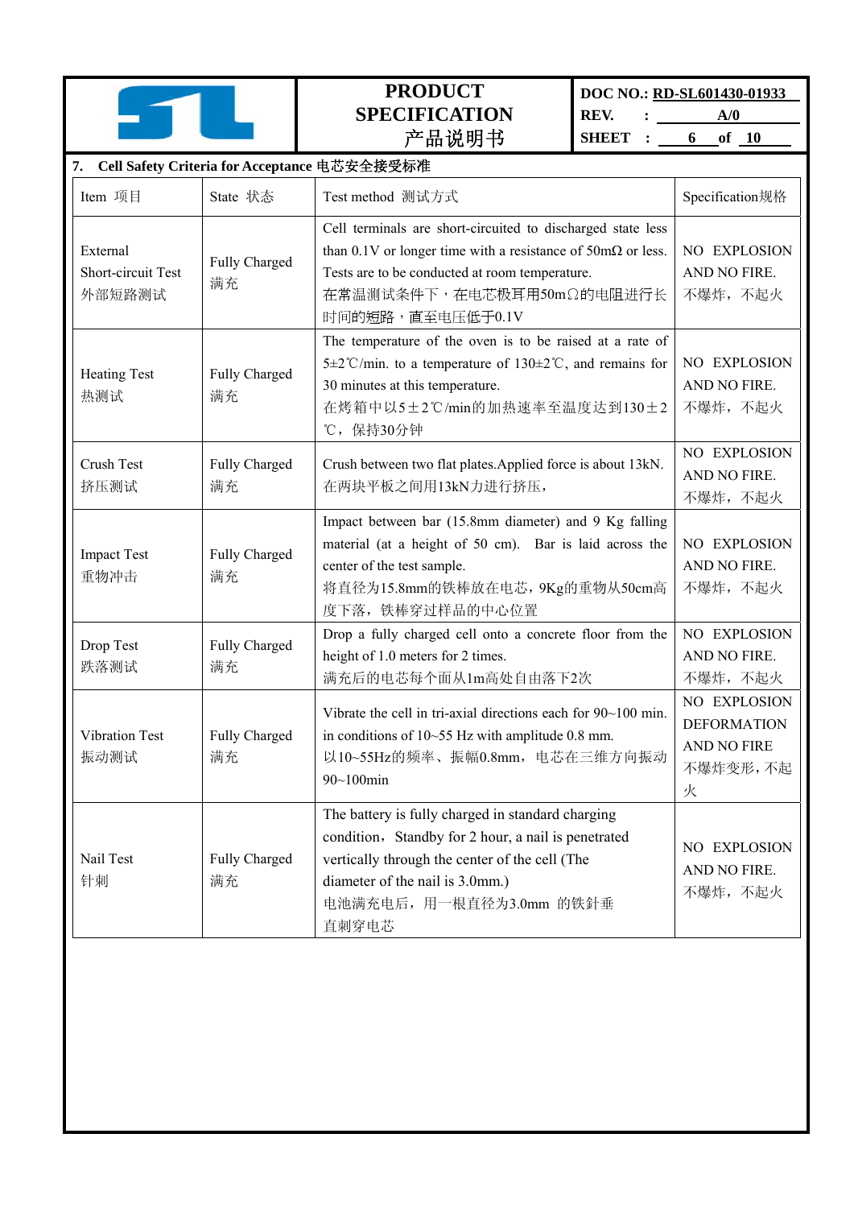## 7. Cell Safety Criteria for Acceptance 电芯安全接受标准

| Item 项目 | State 状态 | Test method 测试方式 | Specification规格 |
|---|---|---|---|
| External Short-circuit Test 外部短路测试 | Fully Charged 满充 | Cell terminals are short-circuited to discharged state less than 0.1V or longer time with a resistance of 50mΩ or less. Tests are to be conducted at room temperature. 在常温测试条件下，在电芯极耳用50mΩ的电阻进行长时间的短路，直至电压低于0.1V | NO EXPLOSION AND NO FIRE. 不爆炸，不起火 |
| Heating Test 热测试 | Fully Charged 满充 | The temperature of the oven is to be raised at a rate of 5±2℃/min. to a temperature of 130±2℃, and remains for 30 minutes at this temperature. 在烤箱中以5±2℃/min的加热速率至温度达到130±2℃，保持30分钟 | NO EXPLOSION AND NO FIRE. 不爆炸，不起火 |
| Crush Test 挤压测试 | Fully Charged 满充 | Crush between two flat plates.Applied force is about 13kN. 在两块平板之间用13kN力进行挤压， | NO EXPLOSION AND NO FIRE. 不爆炸，不起火 |
| Impact Test 重物冲击 | Fully Charged 满充 | Impact between bar (15.8mm diameter) and 9 Kg falling material (at a height of 50 cm). Bar is laid across the center of the test sample. 将直径为15.8mm的铁棒放在电芯，9Kg的重物从50cm高度下落，铁棒穿过样品的中心位置 | NO EXPLOSION AND NO FIRE. 不爆炸，不起火 |
| Drop Test 跌落测试 | Fully Charged 满充 | Drop a fully charged cell onto a concrete floor from the height of 1.0 meters for 2 times. 满充后的电芯每个面从1m高处自由落下2次 | NO EXPLOSION AND NO FIRE. 不爆炸，不起火 |
| Vibration Test 振动测试 | Fully Charged 满充 | Vibrate the cell in tri-axial directions each for 90~100 min. in conditions of 10~55 Hz with amplitude 0.8 mm. 以10~55Hz的频率、振幅0.8mm，电芯在三维方向振动90~100min | NO EXPLOSION DEFORMATION AND NO FIRE 不爆炸变形，不起火 |
| Nail Test 针刺 | Fully Charged 满充 | The battery is fully charged in standard charging condition，Standby for 2 hour, a nail is penetrated vertically through the center of the cell (The diameter of the nail is 3.0mm.) 电池满充电后，用一根直径为3.0mm 的铁針垂直刺穿电芯 | NO EXPLOSION AND NO FIRE. 不爆炸，不起火 |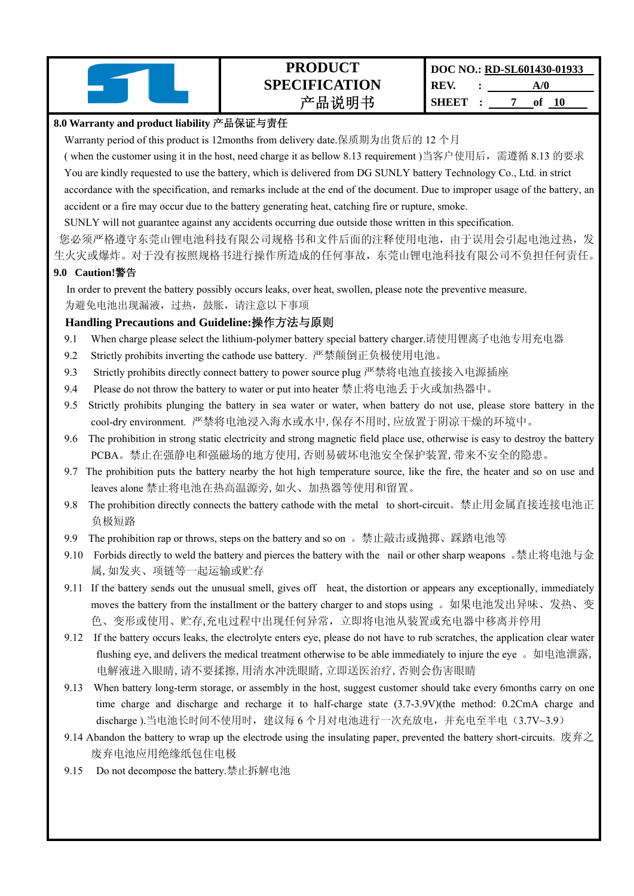**8.0 Warranty and product liability 产品保证与责任**

Warranty period of this product is 12months from delivery date.保质期为出货后的 12 个月

( when the customer using it in the host, need charge it as bellow 8.13 requirement )当客户使用后，需遵循 8.13 的要求

You are kindly requested to use the battery, which is delivered from DG SUNLY battery Technology Co., Ltd. in strict accordance with the specification, and remarks include at the end of the document. Due to improper usage of the battery, an accident or a fire may occur due to the battery generating heat, catching fire or rupture, smoke.

SUNLY will not guarantee against any accidents occurring due outside those written in this specification.

您必须严格遵守东莞山锂电池科技有限公司规格书和文件后面的注释使用电池，由于误用会引起电池过热，发生火灾或爆炸。对于没有按照规格书进行操作所造成的任何事故，东莞山锂电池科技有限公司不负担任何责任。

**9.0 Caution!警告**

In order to prevent the battery possibly occurs leaks, over heat, swollen, please note the preventive measure.

为避免电池出现漏液，过热，鼓胀，请注意以下事项

**Handling Precautions and Guideline:操作方法与原则**

9.1 When charge please select the lithium-polymer battery special battery charger.请使用锂离子电池专用充电器

9.2 Strictly prohibits inverting the cathode use battery. 严禁颠倒正负极使用电池。

9.3 Strictly prohibits directly connect battery to power source plug 严禁将电池直接接入电源插座

9.4 Please do not throw the battery to water or put into heater 禁止将电池丢于火或加热器中。

9.5 Strictly prohibits plunging the battery in sea water or water, when battery do not use, please store battery in the cool-dry environment. 严禁将电池浸入海水或水中, 保存不用时, 应放置于阴凉干燥的环境中。

9.6 The prohibition in strong static electricity and strong magnetic field place use, otherwise is easy to destroy the battery PCBA。禁止在强静电和强磁场的地方使用, 否则易破坏电池安全保护装置, 带来不安全的隐患。

9.7 The prohibition puts the battery nearby the hot high temperature source, like the fire, the heater and so on use and leaves alone 禁止将电池在热高温源旁, 如火、加热器等使用和留置。

9.8 The prohibition directly connects the battery cathode with the metal to short-circuit。禁止用金属直接连接电池正负极短路

9.9 The prohibition rap or throws, steps on the battery and so on 。禁止敲击或抛掷、踩踏电池等

9.10 Forbids directly to weld the battery and pierces the battery with the nail or other sharp weapons 。禁止将电池与金属, 如发夹、项链等一起运输或贮存

9.11 If the battery sends out the unusual smell, gives off heat, the distortion or appears any exceptionally, immediately moves the battery from the installment or the battery charger to and stops using 。如果电池发出异味、发热、变色、变形或使用、贮存,充电过程中出现任何异常，立即将电池从装置或充电器中移离并停用

9.12 If the battery occurs leaks, the electrolyte enters eye, please do not have to rub scratches, the application clear water flushing eye, and delivers the medical treatment otherwise to be able immediately to injure the eye 。如电池泄露, 电解液进入眼睛, 请不要揉搡, 用清水冲洗眼睛, 立即送医治疗, 否则会伤害眼睛

9.13 When battery long-term storage, or assembly in the host, suggest customer should take every 6months carry on one time charge and discharge and recharge it to half-charge state (3.7-3.9V)(the method: 0.2CmA charge and discharge ).当电池长时间不使用时，建议每 6 个月对电池进行一次充放电，并充电至半电（3.7V~3.9）

9.14 Abandon the battery to wrap up the electrode using the insulating paper, prevented the battery short-circuits. 废弃之废弃电池应用绝缘纸包住电极

9.15 Do not decompose the battery.禁止拆解电池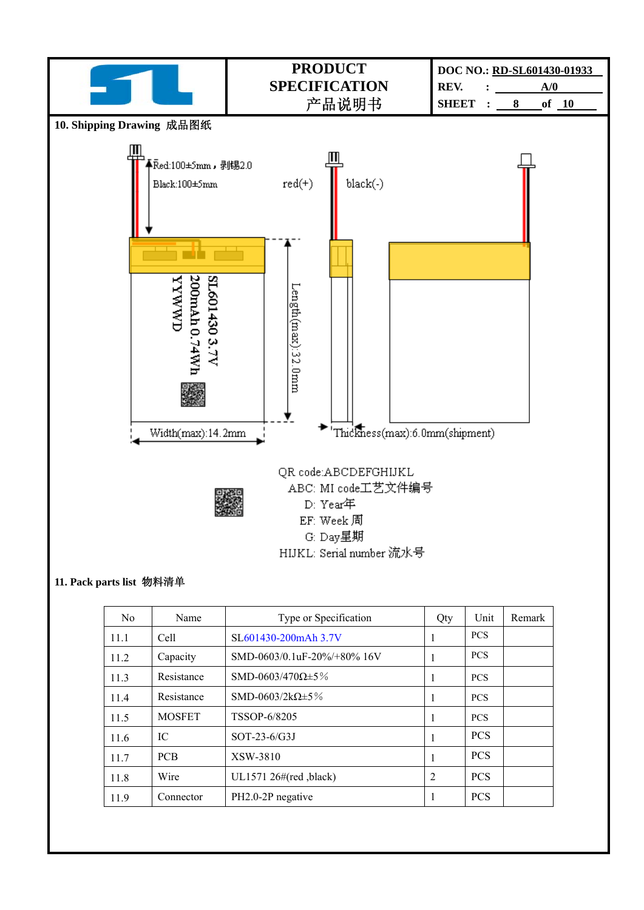| | PRODUCT SPECIFICATION 产品说明书 | DOC NO.: RD-SL601430-01933 REV. : A/0 |
|---|---|---|

**10. Shipping Drawing 成品图纸**

Red:100±5mm，剥锡2.0

Black:100±5mm

red(+) black(-)

SL601430 3.7V

200mAh 0.74Wh

YYWWD

Length(max):32.0mm

Width(max):14.2mm

Thickness(max):6.0mm(shipment)

QR code:ABCDEFGHIJKL

ABC: MI code工艺文件编号

D: Year年

EF: Week 周

G: Day星期

HIJKL: Serial number 流水号

**11. Pack parts list 物料清单**

| No | Name | Type or Specification | Qty | Unit | Remark |
|---|---|---|---|---|---|
| 11.1 | Cell | SL601430-200mAh 3.7V | 1 | PCS | |
| 11.2 | Capacity | SMD-0603/0.1uF-20%/+80% 16V | 1 | PCS | |
| 11.3 | Resistance | SMD-0603/470Ω±5% | 1 | PCS | |
| 11.4 | Resistance | SMD-0603/2kΩ±5% | 1 | PCS | |
| 11.5 | MOSFET | TSSOP-6/8205 | 1 | PCS | |
| 11.6 | IC | SOT-23-6/G3J | 1 | PCS | |
| 11.7 | PCB | XSW-3810 | 1 | PCS | |
| 11.8 | Wire | UL1571 26#(red ,black) | 2 | PCS | |
| 11.9 | Connector | PH2.0-2P negative | 1 | PCS | |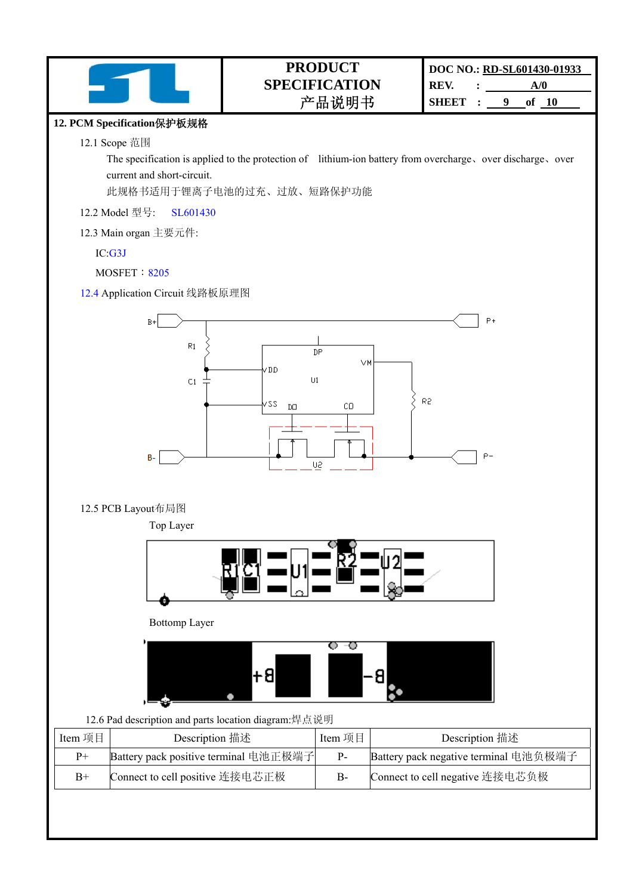## 12. PCM Specification保护板规格

12.1 Scope 范围

The specification is applied to the protection of lithium-ion battery from overcharge、over discharge、over current and short-circuit.

此规格书适用于锂离子电池的过充、过放、短路保护功能

12.2 Model 型号: SL601430

12.3 Main organ 主要元件:

IC:G3J

MOSFET：8205

12.4 Application Circuit 线路板原理图

12.5 PCB Layout布局图

Top Layer

Bottomp Layer

12.6 Pad description and parts location diagram:焊点说明

| Item 项目 | Description 描述 | Item 项目 | Description 描述 |
|---|---|---|---|
| P+ | Battery pack positive terminal 电池正极端子 | P- | Battery pack negative terminal 电池负极端子 |
| B+ | Connect to cell positive 连接电芯正极 | B- | Connect to cell negative 连接电芯负极 |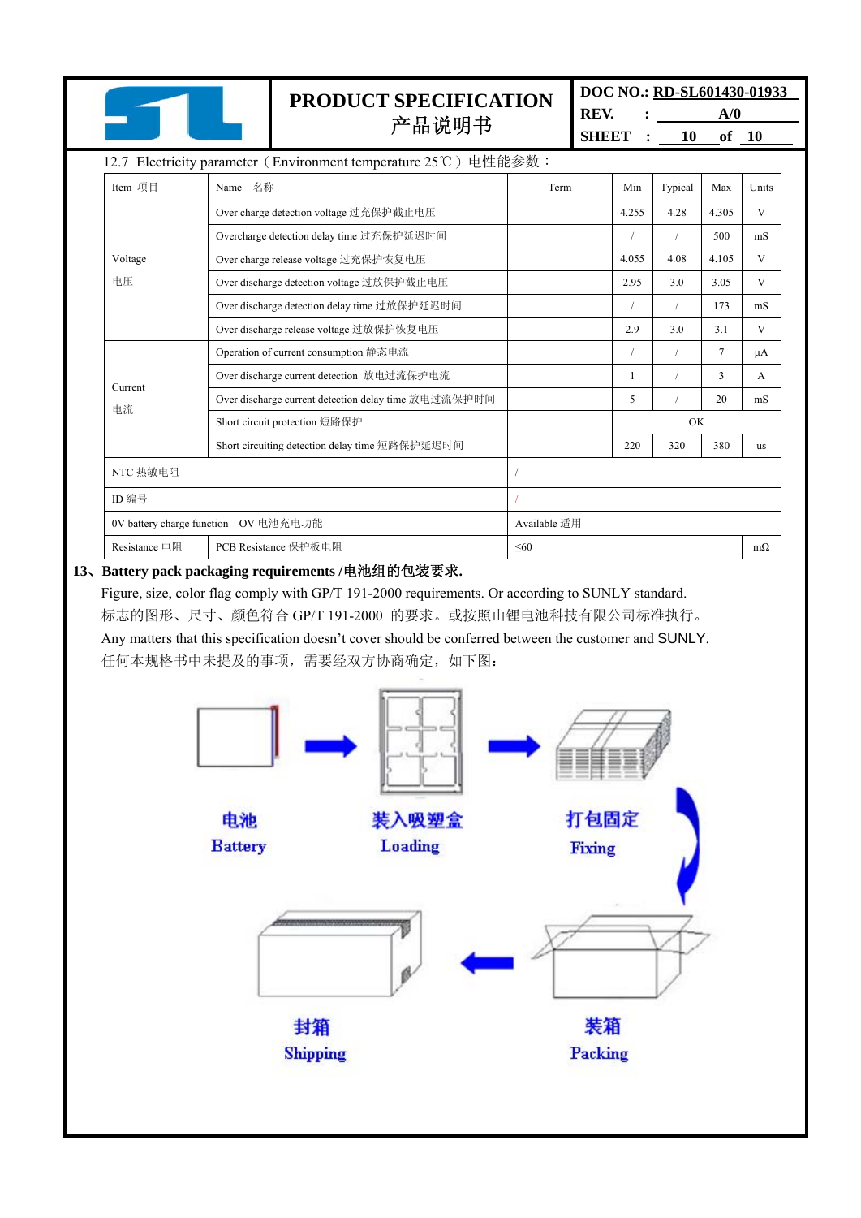12.7 Electricity parameter（Environment temperature 25℃）电性能参数：

| Item 项目 | Name 名称 | Term | Min | Typical | Max | Units |
|---|---|---|---|---|---|---|
| Voltage 电压 | Over charge detection voltage 过充保护截止电压 | | 4.255 | 4.28 | 4.305 | V |
| | Overcharge detection delay time 过充保护延迟时间 | | / | / | 500 | mS |
| | Over charge release voltage 过充保护恢复电压 | | 4.055 | 4.08 | 4.105 | V |
| | Over discharge detection voltage 过放保护截止电压 | | 2.95 | 3.0 | 3.05 | V |
| | Over discharge detection delay time 过放保护延迟时间 | | / | / | 173 | mS |
| | Over discharge release voltage 过放保护恢复电压 | | 2.9 | 3.0 | 3.1 | V |
| Current 电流 | Operation of current consumption 静态电流 | | / | / | 7 | μA |
| | Over discharge current detection 放电过流保护电流 | | 1 | / | 3 | A |
| | Over discharge current detection delay time 放电过流保护时间 | | 5 | / | 20 | mS |
| | Short circuit protection 短路保护 | | OK | | | |
| | Short circuiting detection delay time 短路保护延迟时间 | | 220 | 320 | 380 | us |
| NTC 热敏电阻 | | / | | | | |
| ID 编号 | | / | | | | |
| 0V battery charge function OV 电池充电功能 | | Available 适用 | | | | |
| Resistance 电阻 | PCB Resistance 保护板电阻 | ≤60 | | | | mΩ |

**13、Battery pack packaging requirements /电池组的包装要求.**

Figure, size, color flag comply with GP/T 191-2000 requirements. Or according to SUNLY standard.

标志的图形、尺寸、颜色符合 GP/T 191-2000 的要求。或按照山锂电池科技有限公司标准执行。

Any matters that this specification doesn't cover should be conferred between the customer and SUNLY.

任何本规格书中未提及的事项，需要经双方协商确定，如下图：

电池
Battery

装入吸塑盒
Loading

打包固定
Fixing

装箱
Packing

封箱
Shipping